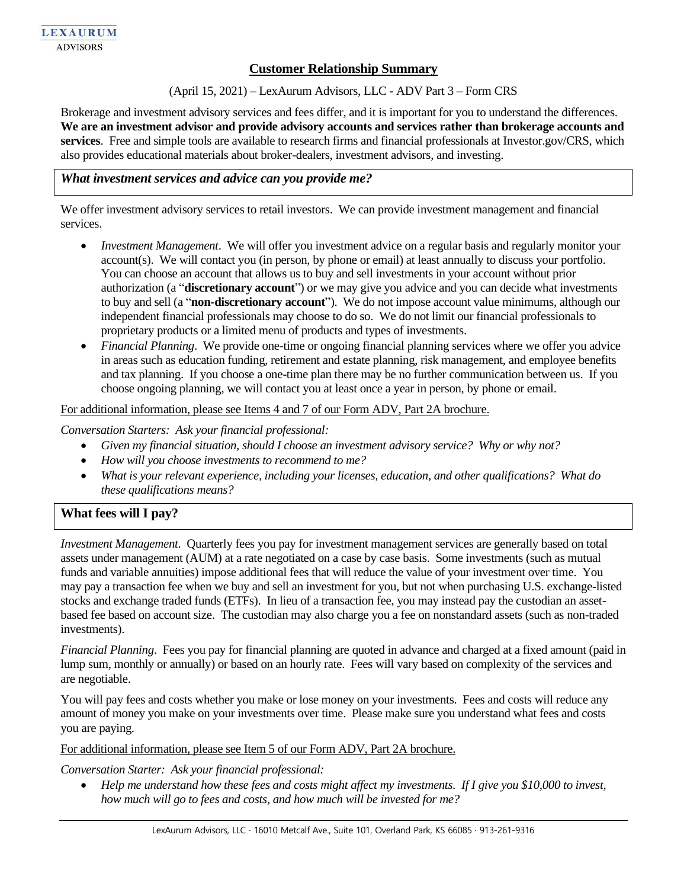LEXAURUM
ADVISORS

# Customer Relationship Summary

(April 15, 2021) – LexAurum Advisors, LLC - ADV Part 3 – Form CRS

Brokerage and investment advisory services and fees differ, and it is important for you to understand the differences. **We are an investment advisor and provide advisory accounts and services rather than brokerage accounts and services**. Free and simple tools are available to research firms and financial professionals at Investor.gov/CRS, which also provides educational materials about broker-dealers, investment advisors, and investing.

## *What investment services and advice can you provide me?*

We offer investment advisory services to retail investors. We can provide investment management and financial services.

- *Investment Management*. We will offer you investment advice on a regular basis and regularly monitor your account(s). We will contact you (in person, by phone or email) at least annually to discuss your portfolio. You can choose an account that allows us to buy and sell investments in your account without prior authorization (a "**discretionary account**") or we may give you advice and you can decide what investments to buy and sell (a "**non-discretionary account**"). We do not impose account value minimums, although our independent financial professionals may choose to do so. We do not limit our financial professionals to proprietary products or a limited menu of products and types of investments.
- *Financial Planning*. We provide one-time or ongoing financial planning services where we offer you advice in areas such as education funding, retirement and estate planning, risk management, and employee benefits and tax planning. If you choose a one-time plan there may be no further communication between us. If you choose ongoing planning, we will contact you at least once a year in person, by phone or email.

For additional information, please see Items 4 and 7 of our Form ADV, Part 2A brochure.

*Conversation Starters: Ask your financial professional:*

- *Given my financial situation, should I choose an investment advisory service? Why or why not?*
- *How will you choose investments to recommend to me?*
- *What is your relevant experience, including your licenses, education, and other qualifications? What do these qualifications means?*

## What fees will I pay?

*Investment Management*. Quarterly fees you pay for investment management services are generally based on total assets under management (AUM) at a rate negotiated on a case by case basis. Some investments (such as mutual funds and variable annuities) impose additional fees that will reduce the value of your investment over time. You may pay a transaction fee when we buy and sell an investment for you, but not when purchasing U.S. exchange-listed stocks and exchange traded funds (ETFs). In lieu of a transaction fee, you may instead pay the custodian an asset-based fee based on account size. The custodian may also charge you a fee on nonstandard assets (such as non-traded investments).

*Financial Planning*. Fees you pay for financial planning are quoted in advance and charged at a fixed amount (paid in lump sum, monthly or annually) or based on an hourly rate. Fees will vary based on complexity of the services and are negotiable.

You will pay fees and costs whether you make or lose money on your investments. Fees and costs will reduce any amount of money you make on your investments over time. Please make sure you understand what fees and costs you are paying.

For additional information, please see Item 5 of our Form ADV, Part 2A brochure.

*Conversation Starter: Ask your financial professional:*

- *Help me understand how these fees and costs might affect my investments. If I give you $10,000 to invest, how much will go to fees and costs, and how much will be invested for me?*

LexAurum Advisors, LLC · 16010 Metcalf Ave., Suite 101, Overland Park, KS 66085 · 913-261-9316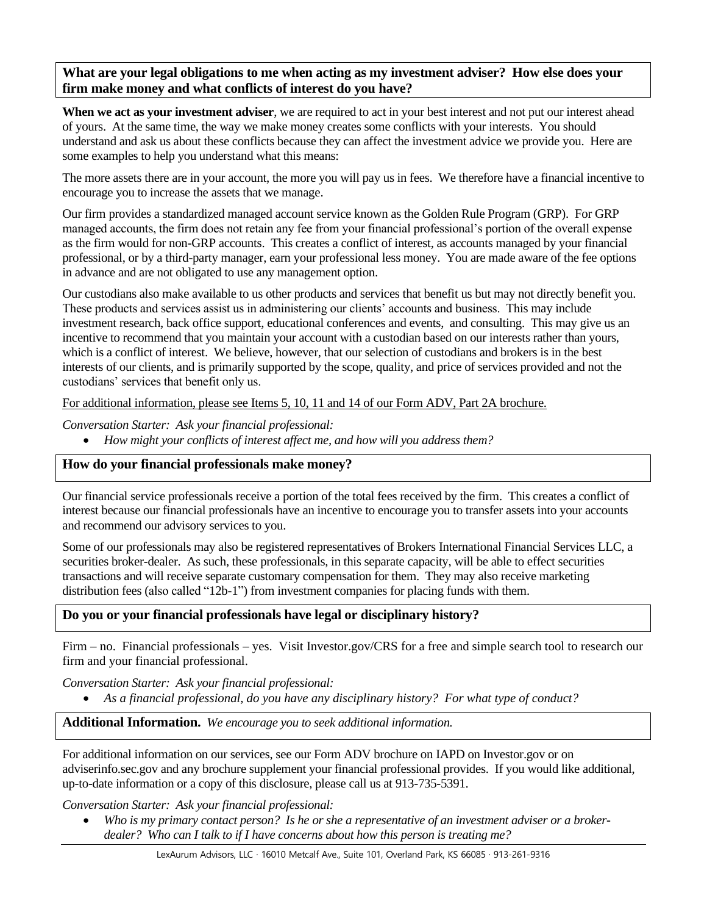## What are your legal obligations to me when acting as my investment adviser? How else does your firm make money and what conflicts of interest do you have?

**When we act as your investment adviser**, we are required to act in your best interest and not put our interest ahead of yours. At the same time, the way we make money creates some conflicts with your interests. You should understand and ask us about these conflicts because they can affect the investment advice we provide you. Here are some examples to help you understand what this means:

The more assets there are in your account, the more you will pay us in fees. We therefore have a financial incentive to encourage you to increase the assets that we manage.

Our firm provides a standardized managed account service known as the Golden Rule Program (GRP). For GRP managed accounts, the firm does not retain any fee from your financial professional's portion of the overall expense as the firm would for non-GRP accounts. This creates a conflict of interest, as accounts managed by your financial professional, or by a third-party manager, earn your professional less money. You are made aware of the fee options in advance and are not obligated to use any management option.

Our custodians also make available to us other products and services that benefit us but may not directly benefit you. These products and services assist us in administering our clients' accounts and business. This may include investment research, back office support, educational conferences and events, and consulting. This may give us an incentive to recommend that you maintain your account with a custodian based on our interests rather than yours, which is a conflict of interest. We believe, however, that our selection of custodians and brokers is in the best interests of our clients, and is primarily supported by the scope, quality, and price of services provided and not the custodians' services that benefit only us.

For additional information, please see Items 5, 10, 11 and 14 of our Form ADV, Part 2A brochure.

*Conversation Starter: Ask your financial professional:*

- *How might your conflicts of interest affect me, and how will you address them?*

## How do your financial professionals make money?

Our financial service professionals receive a portion of the total fees received by the firm. This creates a conflict of interest because our financial professionals have an incentive to encourage you to transfer assets into your accounts and recommend our advisory services to you.

Some of our professionals may also be registered representatives of Brokers International Financial Services LLC, a securities broker-dealer. As such, these professionals, in this separate capacity, will be able to effect securities transactions and will receive separate customary compensation for them. They may also receive marketing distribution fees (also called "12b-1") from investment companies for placing funds with them.

## Do you or your financial professionals have legal or disciplinary history?

Firm – no. Financial professionals – yes. Visit Investor.gov/CRS for a free and simple search tool to research our firm and your financial professional.

*Conversation Starter: Ask your financial professional:*

- *As a financial professional, do you have any disciplinary history? For what type of conduct?*

## Additional Information. *We encourage you to seek additional information.*

For additional information on our services, see our Form ADV brochure on IAPD on Investor.gov or on adviserinfo.sec.gov and any brochure supplement your financial professional provides. If you would like additional, up-to-date information or a copy of this disclosure, please call us at 913-735-5391.

*Conversation Starter: Ask your financial professional:*

- *Who is my primary contact person? Is he or she a representative of an investment adviser or a broker-dealer? Who can I talk to if I have concerns about how this person is treating me?*

LexAurum Advisors, LLC · 16010 Metcalf Ave., Suite 101, Overland Park, KS 66085 · 913-261-9316